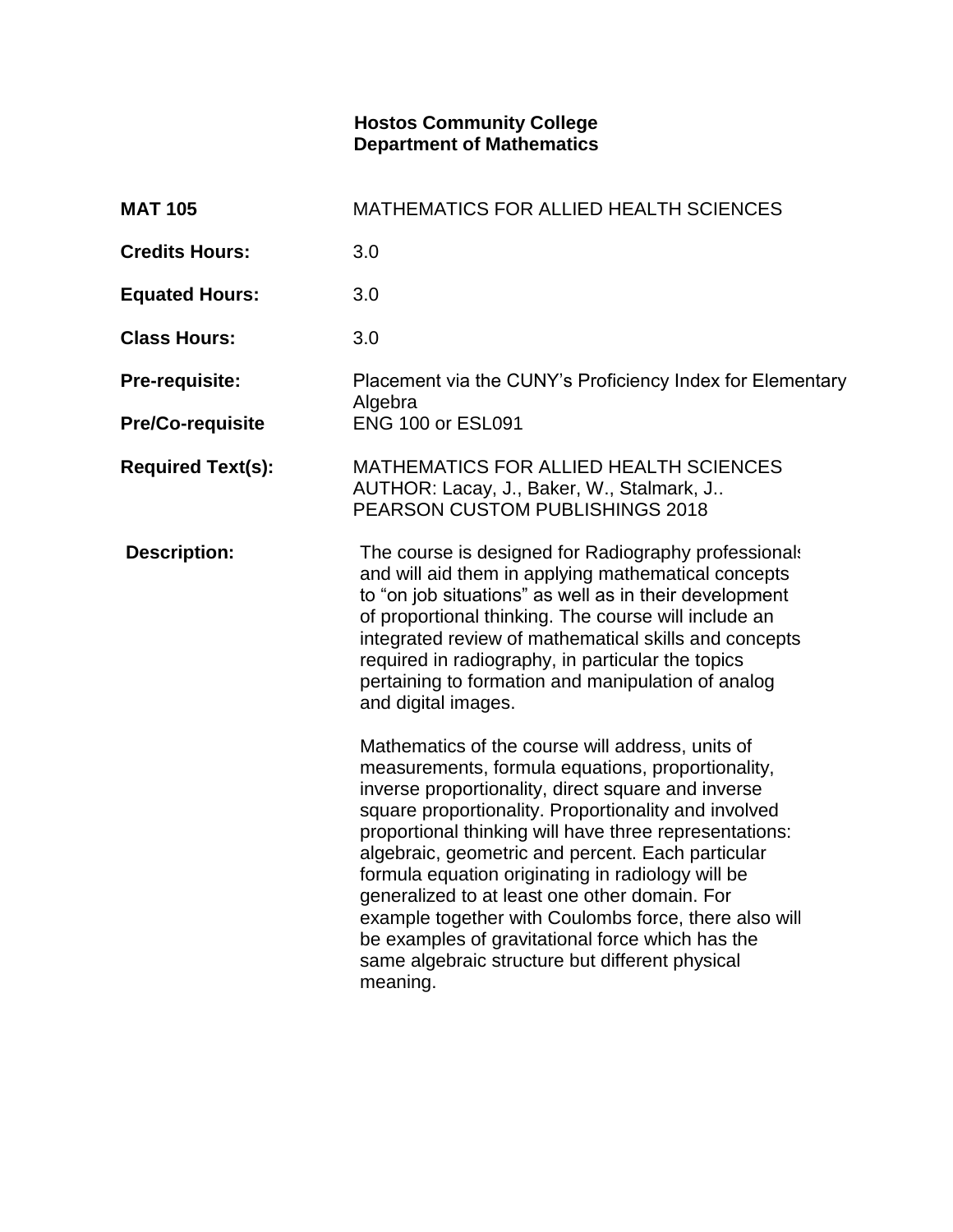**Hostos Community College**
**Department of Mathematics**

| | |
|---|---|
| **MAT 105** | MATHEMATICS FOR ALLIED HEALTH SCIENCES |
| **Credits Hours:** | 3.0 |
| **Equated Hours:** | 3.0 |
| **Class Hours:** | 3.0 |
| **Pre-requisite:** | Placement via the CUNY's Proficiency Index for Elementary Algebra |
| **Pre/Co-requisite** | ENG 100 or ESL091 |
| **Required Text(s):** | MATHEMATICS FOR ALLIED HEALTH SCIENCES<br>AUTHOR: Lacay, J., Baker, W., Stalmark, J..<br>PEARSON CUSTOM PUBLISHINGS 2018 |

**Description:**

The course is designed for Radiography professionals and will aid them in applying mathematical concepts to "on job situations" as well as in their development of proportional thinking. The course will include an integrated review of mathematical skills and concepts required in radiography, in particular the topics pertaining to formation and manipulation of analog and digital images.

Mathematics of the course will address, units of measurements, formula equations, proportionality, inverse proportionality, direct square and inverse square proportionality. Proportionality and involved proportional thinking will have three representations: algebraic, geometric and percent. Each particular formula equation originating in radiology will be generalized to at least one other domain. For example together with Coulombs force, there also will be examples of gravitational force which has the same algebraic structure but different physical meaning.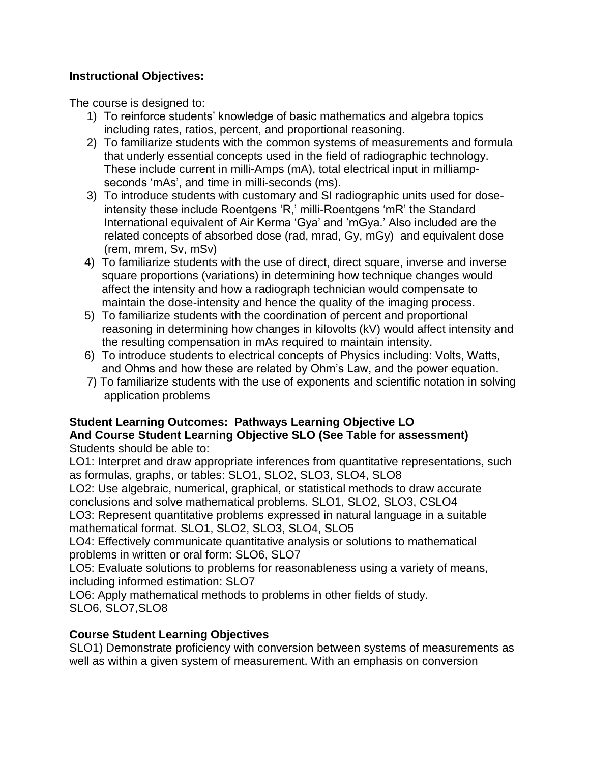**Instructional Objectives:**

The course is designed to:

1) To reinforce students' knowledge of basic mathematics and algebra topics including rates, ratios, percent, and proportional reasoning.
2) To familiarize students with the common systems of measurements and formula that underly essential concepts used in the field of radiographic technology. These include current in milli-Amps (mA), total electrical input in milliamp-seconds 'mAs', and time in milli-seconds (ms).
3) To introduce students with customary and SI radiographic units used for dose-intensity these include Roentgens 'R,' milli-Roentgens 'mR' the Standard International equivalent of Air Kerma 'Gya' and 'mGya.' Also included are the related concepts of absorbed dose (rad, mrad, Gy, mGy) and equivalent dose (rem, mrem, Sv, mSv)
4) To familiarize students with the use of direct, direct square, inverse and inverse square proportions (variations) in determining how technique changes would affect the intensity and how a radiograph technician would compensate to maintain the dose-intensity and hence the quality of the imaging process.
5) To familiarize students with the coordination of percent and proportional reasoning in determining how changes in kilovolts (kV) would affect intensity and the resulting compensation in mAs required to maintain intensity.
6) To introduce students to electrical concepts of Physics including: Volts, Watts, and Ohms and how these are related by Ohm's Law, and the power equation.
7) To familiarize students with the use of exponents and scientific notation in solving application problems

**Student Learning Outcomes: Pathways Learning Objective LO**
**And Course Student Learning Objective SLO (See Table for assessment)**

Students should be able to:

LO1: Interpret and draw appropriate inferences from quantitative representations, such as formulas, graphs, or tables: SLO1, SLO2, SLO3, SLO4, SLO8

LO2: Use algebraic, numerical, graphical, or statistical methods to draw accurate conclusions and solve mathematical problems. SLO1, SLO2, SLO3, CSLO4

LO3: Represent quantitative problems expressed in natural language in a suitable mathematical format. SLO1, SLO2, SLO3, SLO4, SLO5

LO4: Effectively communicate quantitative analysis or solutions to mathematical problems in written or oral form: SLO6, SLO7

LO5: Evaluate solutions to problems for reasonableness using a variety of means, including informed estimation: SLO7

LO6: Apply mathematical methods to problems in other fields of study. SLO6, SLO7,SLO8

**Course Student Learning Objectives**

SLO1) Demonstrate proficiency with conversion between systems of measurements as well as within a given system of measurement. With an emphasis on conversion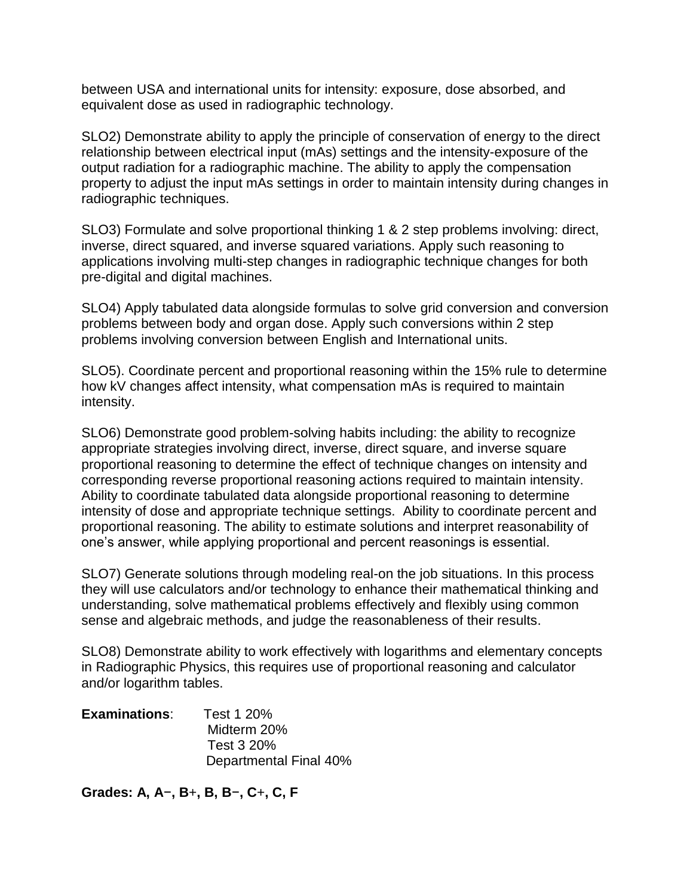between USA and international units for intensity: exposure, dose absorbed, and equivalent dose as used in radiographic technology.

SLO2) Demonstrate ability to apply the principle of conservation of energy to the direct relationship between electrical input (mAs) settings and the intensity-exposure of the output radiation for a radiographic machine. The ability to apply the compensation property to adjust the input mAs settings in order to maintain intensity during changes in radiographic techniques.

SLO3) Formulate and solve proportional thinking 1 & 2 step problems involving: direct, inverse, direct squared, and inverse squared variations. Apply such reasoning to applications involving multi-step changes in radiographic technique changes for both pre-digital and digital machines.

SLO4) Apply tabulated data alongside formulas to solve grid conversion and conversion problems between body and organ dose. Apply such conversions within 2 step problems involving conversion between English and International units.

SLO5). Coordinate percent and proportional reasoning within the 15% rule to determine how kV changes affect intensity, what compensation mAs is required to maintain intensity.

SLO6) Demonstrate good problem-solving habits including: the ability to recognize appropriate strategies involving direct, inverse, direct square, and inverse square proportional reasoning to determine the effect of technique changes on intensity and corresponding reverse proportional reasoning actions required to maintain intensity. Ability to coordinate tabulated data alongside proportional reasoning to determine intensity of dose and appropriate technique settings. Ability to coordinate percent and proportional reasoning. The ability to estimate solutions and interpret reasonability of one's answer, while applying proportional and percent reasonings is essential.

SLO7) Generate solutions through modeling real-on the job situations. In this process they will use calculators and/or technology to enhance their mathematical thinking and understanding, solve mathematical problems effectively and flexibly using common sense and algebraic methods, and judge the reasonableness of their results.

SLO8) Demonstrate ability to work effectively with logarithms and elementary concepts in Radiographic Physics, this requires use of proportional reasoning and calculator and/or logarithm tables.

**Examinations**: Test 1 20%
Midterm 20%
Test 3 20%
Departmental Final 40%

**Grades: A, A−, B+, B, B−, C+, C, F**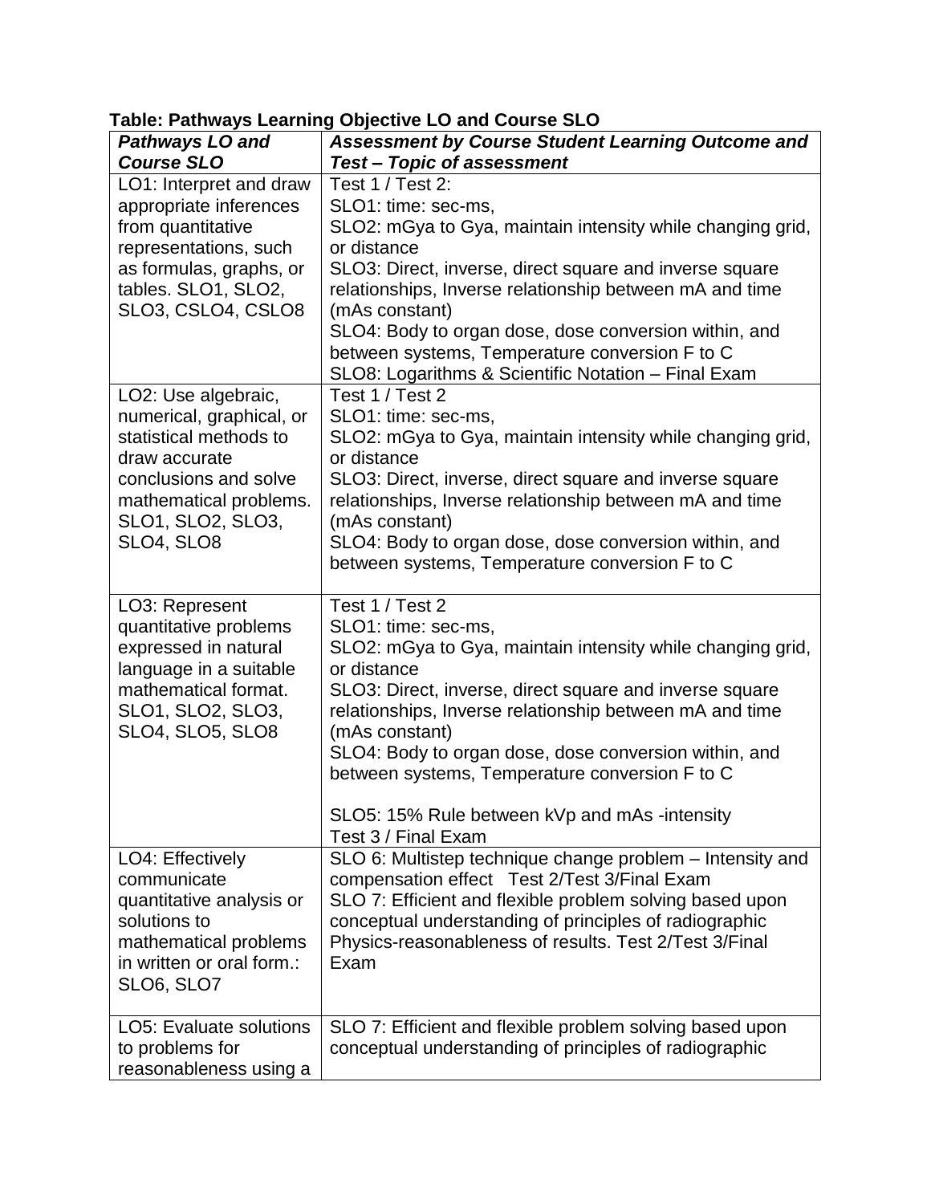**Table: Pathways Learning Objective LO and Course SLO**

| ***Pathways LO and Course SLO*** | ***Assessment by Course Student Learning Outcome and Test – Topic of assessment*** |
|---|---|
| LO1: Interpret and draw appropriate inferences from quantitative representations, such as formulas, graphs, or tables. SLO1, SLO2, SLO3, CSLO4, CSLO8 | Test 1 / Test 2:<br>SLO1: time: sec-ms,<br>SLO2: mGya to Gya, maintain intensity while changing grid, or distance<br>SLO3: Direct, inverse, direct square and inverse square relationships, Inverse relationship between mA and time (mAs constant)<br>SLO4: Body to organ dose, dose conversion within, and between systems, Temperature conversion F to C<br>SLO8: Logarithms & Scientific Notation – Final Exam |
| LO2: Use algebraic, numerical, graphical, or statistical methods to draw accurate conclusions and solve mathematical problems. SLO1, SLO2, SLO3, SLO4, SLO8 | Test 1 / Test 2<br>SLO1: time: sec-ms,<br>SLO2: mGya to Gya, maintain intensity while changing grid, or distance<br>SLO3: Direct, inverse, direct square and inverse square relationships, Inverse relationship between mA and time (mAs constant)<br>SLO4: Body to organ dose, dose conversion within, and between systems, Temperature conversion F to C |
| LO3: Represent quantitative problems expressed in natural language in a suitable mathematical format. SLO1, SLO2, SLO3, SLO4, SLO5, SLO8 | Test 1 / Test 2<br>SLO1: time: sec-ms,<br>SLO2: mGya to Gya, maintain intensity while changing grid, or distance<br>SLO3: Direct, inverse, direct square and inverse square relationships, Inverse relationship between mA and time (mAs constant)<br>SLO4: Body to organ dose, dose conversion within, and between systems, Temperature conversion F to C<br><br>SLO5: 15% Rule between kVp and mAs -intensity<br>Test 3 / Final Exam |
| LO4: Effectively communicate quantitative analysis or solutions to mathematical problems in written or oral form.: SLO6, SLO7 | SLO 6: Multistep technique change problem – Intensity and compensation effect Test 2/Test 3/Final Exam<br>SLO 7: Efficient and flexible problem solving based upon conceptual understanding of principles of radiographic Physics-reasonableness of results. Test 2/Test 3/Final Exam |
| LO5: Evaluate solutions to problems for reasonableness using a | SLO 7: Efficient and flexible problem solving based upon conceptual understanding of principles of radiographic |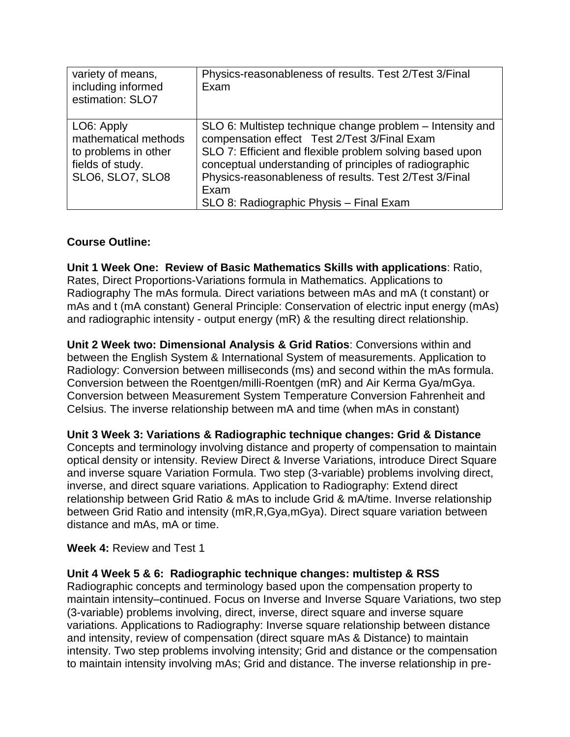| | |
|---|---|
| variety of means, including informed estimation: SLO7 | Physics-reasonableness of results. Test 2/Test 3/Final Exam |
| LO6: Apply mathematical methods to problems in other fields of study. SLO6, SLO7, SLO8 | SLO 6: Multistep technique change problem – Intensity and compensation effect Test 2/Test 3/Final Exam<br>SLO 7: Efficient and flexible problem solving based upon conceptual understanding of principles of radiographic Physics-reasonableness of results. Test 2/Test 3/Final Exam<br>SLO 8: Radiographic Physis – Final Exam |

**Course Outline:**

**Unit 1 Week One: Review of Basic Mathematics Skills with applications**: Ratio, Rates, Direct Proportions-Variations formula in Mathematics. Applications to Radiography The mAs formula. Direct variations between mAs and mA (t constant) or mAs and t (mA constant) General Principle: Conservation of electric input energy (mAs) and radiographic intensity - output energy (mR) & the resulting direct relationship.

**Unit 2 Week two: Dimensional Analysis & Grid Ratios**: Conversions within and between the English System & International System of measurements. Application to Radiology: Conversion between milliseconds (ms) and second within the mAs formula. Conversion between the Roentgen/milli-Roentgen (mR) and Air Kerma Gya/mGya. Conversion between Measurement System Temperature Conversion Fahrenheit and Celsius. The inverse relationship between mA and time (when mAs in constant)

**Unit 3 Week 3: Variations & Radiographic technique changes: Grid & Distance** Concepts and terminology involving distance and property of compensation to maintain optical density or intensity. Review Direct & Inverse Variations, introduce Direct Square and inverse square Variation Formula. Two step (3-variable) problems involving direct, inverse, and direct square variations. Application to Radiography: Extend direct relationship between Grid Ratio & mAs to include Grid & mA/time. Inverse relationship between Grid Ratio and intensity (mR,R,Gya,mGya). Direct square variation between distance and mAs, mA or time.

**Week 4:** Review and Test 1

**Unit 4 Week 5 & 6: Radiographic technique changes: multistep & RSS** Radiographic concepts and terminology based upon the compensation property to maintain intensity–continued. Focus on Inverse and Inverse Square Variations, two step (3-variable) problems involving, direct, inverse, direct square and inverse square variations. Applications to Radiography: Inverse square relationship between distance and intensity, review of compensation (direct square mAs & Distance) to maintain intensity. Two step problems involving intensity; Grid and distance or the compensation to maintain intensity involving mAs; Grid and distance. The inverse relationship in pre-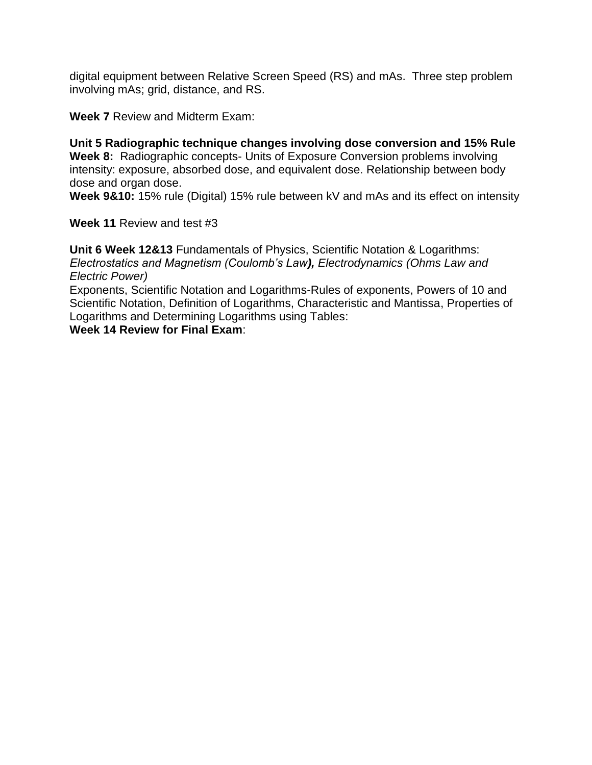digital equipment between Relative Screen Speed (RS) and mAs.  Three step problem involving mAs; grid, distance, and RS.

**Week 7** Review and Midterm Exam:

**Unit 5 Radiographic technique changes involving dose conversion and 15% Rule**
**Week 8:** Radiographic concepts- Units of Exposure Conversion problems involving intensity: exposure, absorbed dose, and equivalent dose. Relationship between body dose and organ dose.
**Week 9&10:** 15% rule (Digital) 15% rule between kV and mAs and its effect on intensity

**Week 11** Review and test #3

**Unit 6 Week 12&13** Fundamentals of Physics, Scientific Notation & Logarithms: *Electrostatics and Magnetism (Coulomb's Law**)**, Electrodynamics (Ohms Law and Electric Power)*
Exponents, Scientific Notation and Logarithms-Rules of exponents, Powers of 10 and Scientific Notation, Definition of Logarithms, Characteristic and Mantissa, Properties of Logarithms and Determining Logarithms using Tables:
**Week 14 Review for Final Exam**: